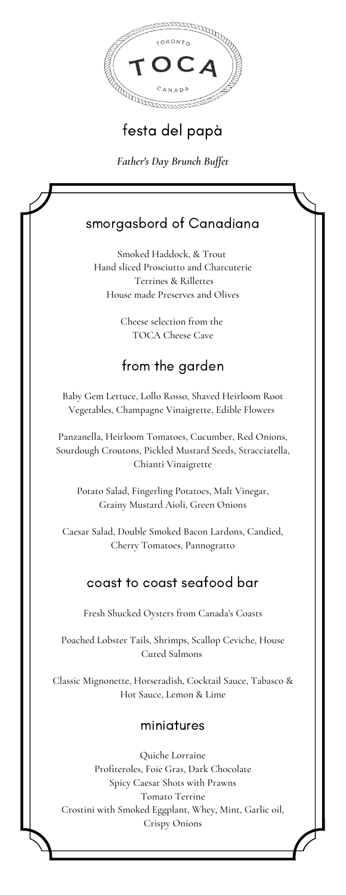TORONTO

# TOCA

CANADA

## festa del papà

*Father's Day Brunch Buffet*

### smorgasbord of Canadiana

Smoked Haddock, & Trout
Hand sliced Prosciutto and Charcuterie
Terrines & Rillettes
House made Preserves and Olives

Cheese selection from the
TOCA Cheese Cave

### from the garden

Baby Gem Lettuce, Lollo Rosso, Shaved Heirloom Root Vegetables, Champagne Vinaigrette, Edible Flowers

Panzanella, Heirloom Tomatoes, Cucumber, Red Onions, Sourdough Croutons, Pickled Mustard Seeds, Stracciatella, Chianti Vinaigrette

Potato Salad, Fingerling Potatoes, Malt Vinegar, Grainy Mustard Aioli, Green Onions

Caesar Salad, Double Smoked Bacon Lardons, Candied, Cherry Tomatoes, Pannogratto

### coast to coast seafood bar

Fresh Shucked Oysters from Canada's Coasts

Poached Lobster Tails, Shrimps, Scallop Ceviche, House Cured Salmons

Classic Mignonette, Horseradish, Cocktail Sauce, Tabasco & Hot Sauce, Lemon & Lime

### miniatures

Quiche Lorraine
Profiteroles, Foie Gras, Dark Chocolate
Spicy Caesar Shots with Prawns
Tomato Terrine
Crostini with Smoked Eggplant, Whey, Mint, Garlic oil, Crispy Onions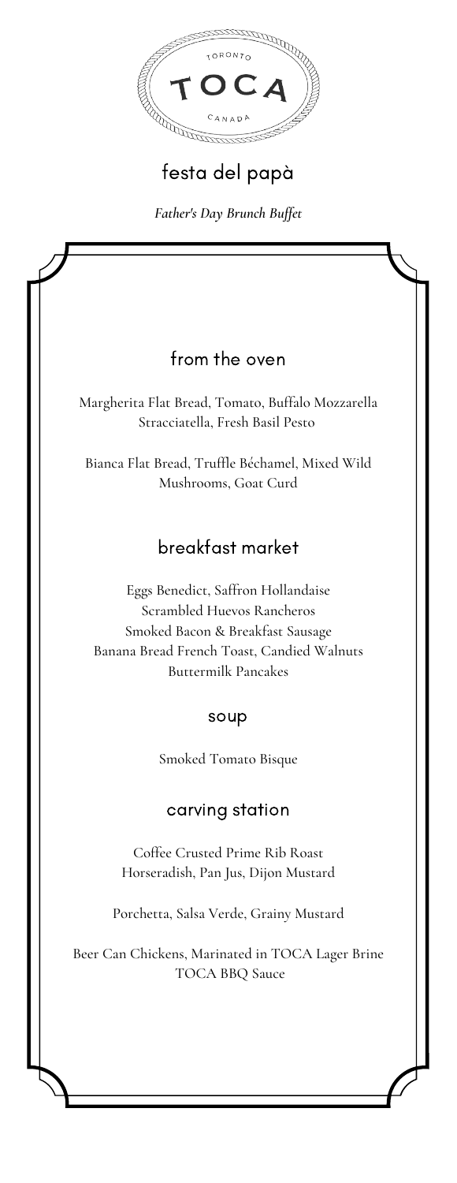TORONTO

# TOCA

CANADA

## festa del papà

*Father's Day Brunch Buffet*

### from the oven

Margherita Flat Bread, Tomato, Buffalo Mozzarella Stracciatella, Fresh Basil Pesto

Bianca Flat Bread, Truffle Béchamel, Mixed Wild Mushrooms, Goat Curd

### breakfast market

Eggs Benedict, Saffron Hollandaise
Scrambled Huevos Rancheros
Smoked Bacon & Breakfast Sausage
Banana Bread French Toast, Candied Walnuts
Buttermilk Pancakes

### soup

Smoked Tomato Bisque

### carving station

Coffee Crusted Prime Rib Roast
Horseradish, Pan Jus, Dijon Mustard

Porchetta, Salsa Verde, Grainy Mustard

Beer Can Chickens, Marinated in TOCA Lager Brine
TOCA BBQ Sauce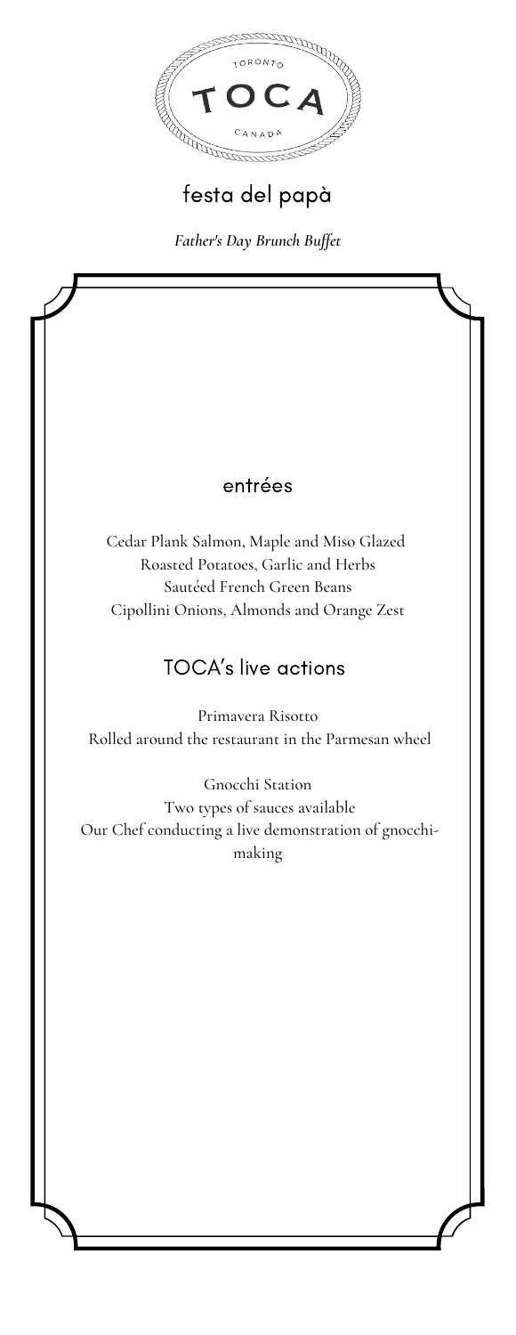TORONTO

# TOCA

CANADA

## festa del papà

*Father's Day Brunch Buffet*

### entrées

Cedar Plank Salmon, Maple and Miso Glazed
Roasted Potatoes, Garlic and Herbs
Sautéed French Green Beans
Cipollini Onions, Almonds and Orange Zest

### TOCA's live actions

Primavera Risotto
Rolled around the restaurant in the Parmesan wheel

Gnocchi Station
Two types of sauces available
Our Chef conducting a live demonstration of gnocchi-making